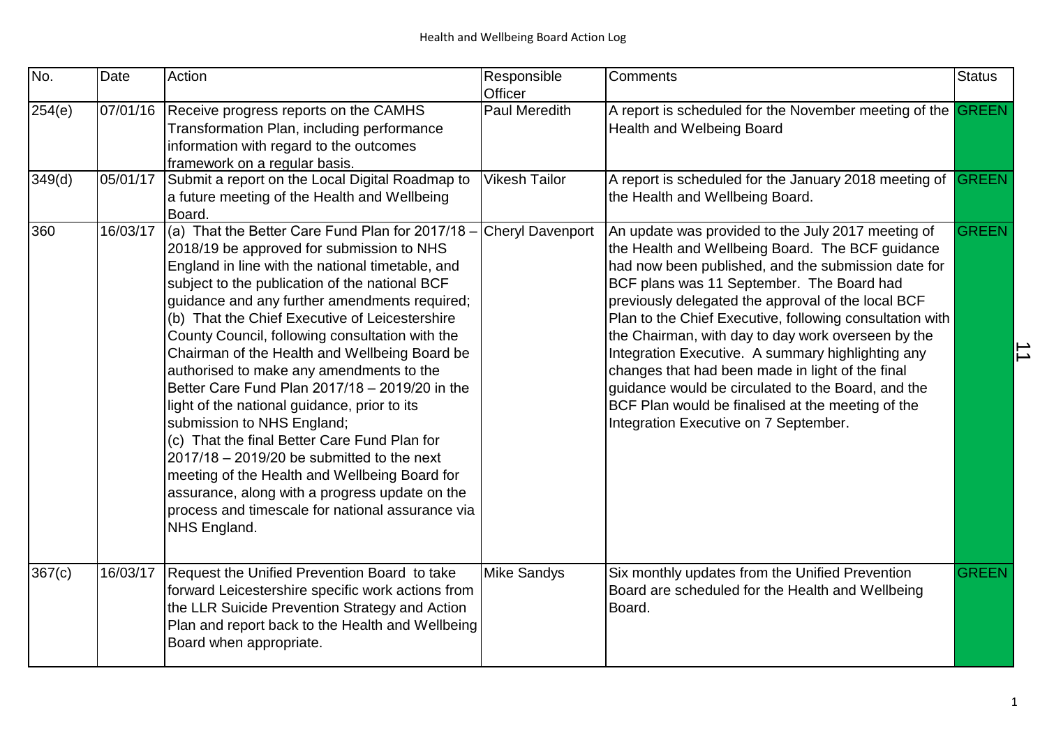Health and Wellbeing Board Action Log

| No. | Date | Action | Responsible Officer | Comments | Status |
|---|---|---|---|---|---|
| 254(e) | 07/01/16 | Receive progress reports on the CAMHS Transformation Plan, including performance information with regard to the outcomes framework on a regular basis. | Paul Meredith | A report is scheduled for the November meeting of the Health and Welbeing Board | GREEN |
| 349(d) | 05/01/17 | Submit a report on the Local Digital Roadmap to a future meeting of the Health and Wellbeing Board. | Vikesh Tailor | A report is scheduled for the January 2018 meeting of the Health and Wellbeing Board. | GREEN |
| 360 | 16/03/17 | (a) That the Better Care Fund Plan for 2017/18 – 2018/19 be approved for submission to NHS England in line with the national timetable, and subject to the publication of the national BCF guidance and any further amendments required; (b) That the Chief Executive of Leicestershire County Council, following consultation with the Chairman of the Health and Wellbeing Board be authorised to make any amendments to the Better Care Fund Plan 2017/18 – 2019/20 in the light of the national guidance, prior to its submission to NHS England; (c) That the final Better Care Fund Plan for 2017/18 – 2019/20 be submitted to the next meeting of the Health and Wellbeing Board for assurance, along with a progress update on the process and timescale for national assurance via NHS England. | Cheryl Davenport | An update was provided to the July 2017 meeting of the Health and Wellbeing Board. The BCF guidance had now been published, and the submission date for BCF plans was 11 September. The Board had previously delegated the approval of the local BCF Plan to the Chief Executive, following consultation with the Chairman, with day to day work overseen by the Integration Executive. A summary highlighting any changes that had been made in light of the final guidance would be circulated to the Board, and the BCF Plan would be finalised at the meeting of the Integration Executive on 7 September. | GREEN |
| 367(c) | 16/03/17 | Request the Unified Prevention Board to take forward Leicestershire specific work actions from the LLR Suicide Prevention Strategy and Action Plan and report back to the Health and Wellbeing Board when appropriate. | Mike Sandys | Six monthly updates from the Unified Prevention Board are scheduled for the Health and Wellbeing Board. | GREEN |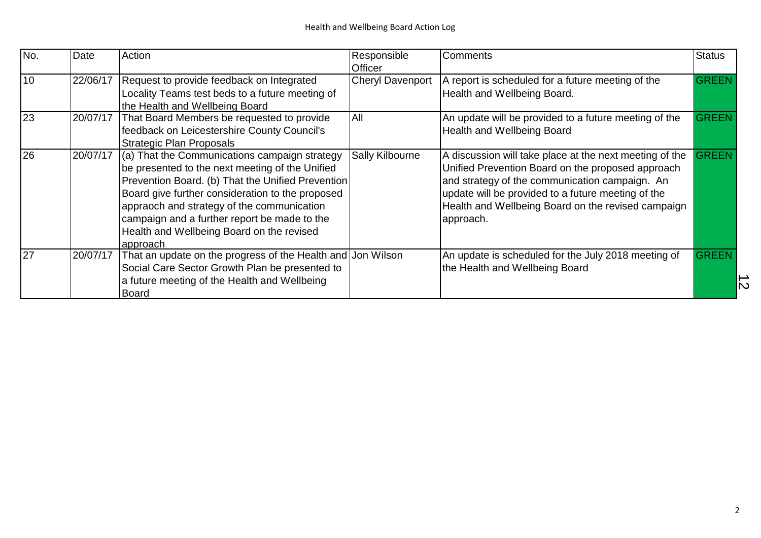Health and Wellbeing Board Action Log

| No. | Date | Action | Responsible Officer | Comments | Status |
|---|---|---|---|---|---|
| 10 | 22/06/17 | Request to provide feedback on Integrated Locality Teams test beds to a future meeting of the Health and Wellbeing Board | Cheryl Davenport | A report is scheduled for a future meeting of the Health and Wellbeing Board. | GREEN |
| 23 | 20/07/17 | That Board Members be requested to provide feedback on Leicestershire County Council's Strategic Plan Proposals | All | An update will be provided to a future meeting of the Health and Wellbeing Board | GREEN |
| 26 | 20/07/17 | (a) That the Communications campaign strategy be presented to the next meeting of the Unified Prevention Board. (b) That the Unified Prevention Board give further consideration to the proposed appraoch and strategy of the communication campaign and a further report be made to the Health and Wellbeing Board on the revised approach | Sally Kilbourne | A discussion will take place at the next meeting of the Unified Prevention Board on the proposed approach and strategy of the communication campaign. An update will be provided to a future meeting of the Health and Wellbeing Board on the revised campaign approach. | GREEN |
| 27 | 20/07/17 | That an update on the progress of the Health and Social Care Sector Growth Plan be presented to a future meeting of the Health and Wellbeing Board | Jon Wilson | An update is scheduled for the July 2018 meeting of the Health and Wellbeing Board | GREEN |